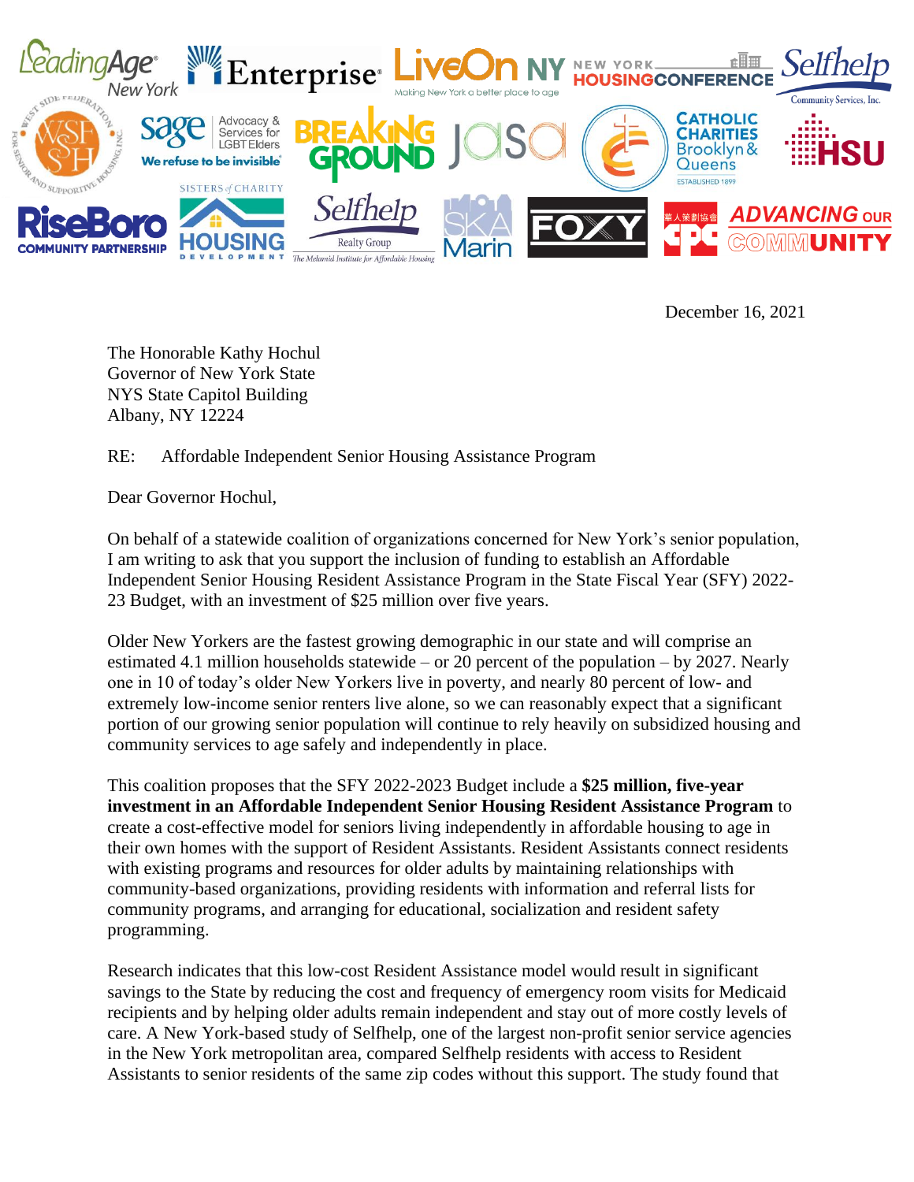December 16, 2021

The Honorable Kathy Hochul
Governor of New York State
NYS State Capitol Building
Albany, NY 12224

RE: Affordable Independent Senior Housing Assistance Program

Dear Governor Hochul,

On behalf of a statewide coalition of organizations concerned for New York's senior population, I am writing to ask that you support the inclusion of funding to establish an Affordable Independent Senior Housing Resident Assistance Program in the State Fiscal Year (SFY) 2022-23 Budget, with an investment of $25 million over five years.

Older New Yorkers are the fastest growing demographic in our state and will comprise an estimated 4.1 million households statewide – or 20 percent of the population – by 2027. Nearly one in 10 of today's older New Yorkers live in poverty, and nearly 80 percent of low- and extremely low-income senior renters live alone, so we can reasonably expect that a significant portion of our growing senior population will continue to rely heavily on subsidized housing and community services to age safely and independently in place.

This coalition proposes that the SFY 2022-2023 Budget include a **$25 million, five-year investment in an Affordable Independent Senior Housing Resident Assistance Program** to create a cost-effective model for seniors living independently in affordable housing to age in their own homes with the support of Resident Assistants. Resident Assistants connect residents with existing programs and resources for older adults by maintaining relationships with community-based organizations, providing residents with information and referral lists for community programs, and arranging for educational, socialization and resident safety programming.

Research indicates that this low-cost Resident Assistance model would result in significant savings to the State by reducing the cost and frequency of emergency room visits for Medicaid recipients and by helping older adults remain independent and stay out of more costly levels of care. A New York-based study of Selfhelp, one of the largest non-profit senior service agencies in the New York metropolitan area, compared Selfhelp residents with access to Resident Assistants to senior residents of the same zip codes without this support. The study found that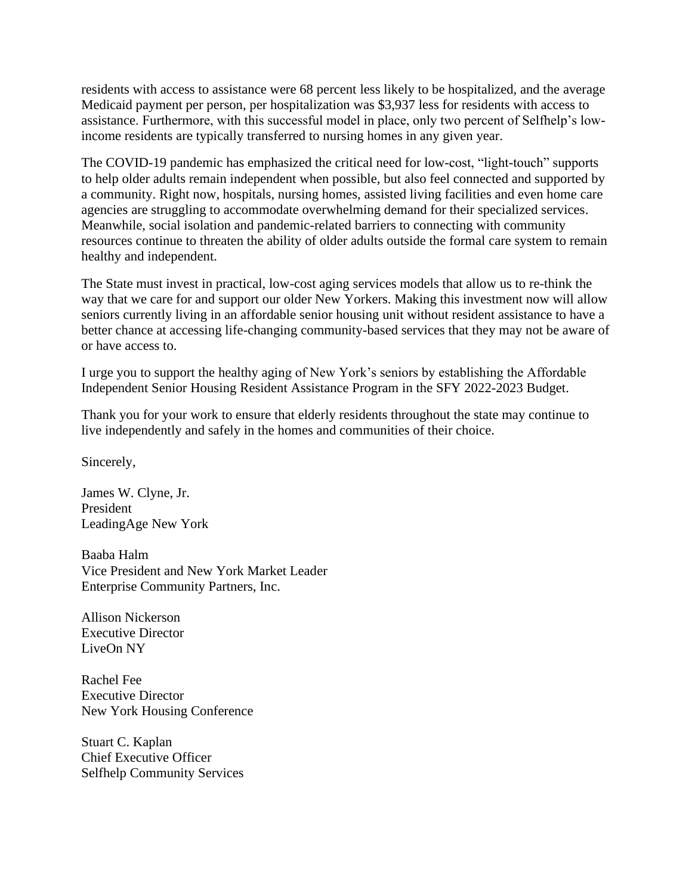residents with access to assistance were 68 percent less likely to be hospitalized, and the average Medicaid payment per person, per hospitalization was $3,937 less for residents with access to assistance. Furthermore, with this successful model in place, only two percent of Selfhelp's low-income residents are typically transferred to nursing homes in any given year.

The COVID-19 pandemic has emphasized the critical need for low-cost, "light-touch" supports to help older adults remain independent when possible, but also feel connected and supported by a community. Right now, hospitals, nursing homes, assisted living facilities and even home care agencies are struggling to accommodate overwhelming demand for their specialized services. Meanwhile, social isolation and pandemic-related barriers to connecting with community resources continue to threaten the ability of older adults outside the formal care system to remain healthy and independent.

The State must invest in practical, low-cost aging services models that allow us to re-think the way that we care for and support our older New Yorkers. Making this investment now will allow seniors currently living in an affordable senior housing unit without resident assistance to have a better chance at accessing life-changing community-based services that they may not be aware of or have access to.

I urge you to support the healthy aging of New York's seniors by establishing the Affordable Independent Senior Housing Resident Assistance Program in the SFY 2022-2023 Budget.

Thank you for your work to ensure that elderly residents throughout the state may continue to live independently and safely in the homes and communities of their choice.

Sincerely,

James W. Clyne, Jr.
President
LeadingAge New York

Baaba Halm
Vice President and New York Market Leader
Enterprise Community Partners, Inc.

Allison Nickerson
Executive Director
LiveOn NY

Rachel Fee
Executive Director
New York Housing Conference

Stuart C. Kaplan
Chief Executive Officer
Selfhelp Community Services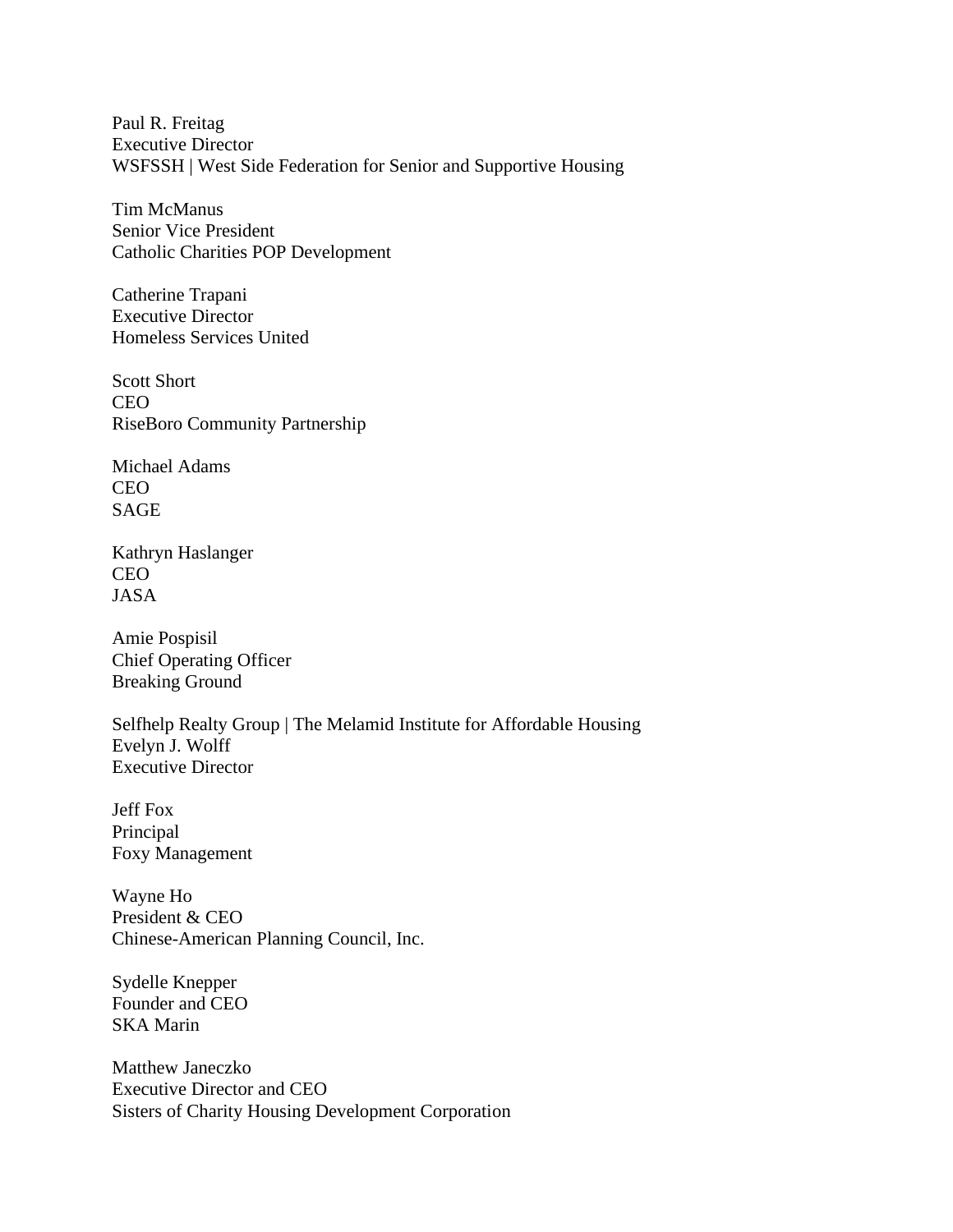Paul R. Freitag
Executive Director
WSFSSH | West Side Federation for Senior and Supportive Housing

Tim McManus
Senior Vice President
Catholic Charities POP Development

Catherine Trapani
Executive Director
Homeless Services United

Scott Short
CEO
RiseBoro Community Partnership

Michael Adams
CEO
SAGE

Kathryn Haslanger
CEO
JASA

Amie Pospisil
Chief Operating Officer
Breaking Ground

Selfhelp Realty Group | The Melamid Institute for Affordable Housing
Evelyn J. Wolff
Executive Director

Jeff Fox
Principal
Foxy Management

Wayne Ho
President & CEO
Chinese-American Planning Council, Inc.

Sydelle Knepper
Founder and CEO
SKA Marin

Matthew Janeczko
Executive Director and CEO
Sisters of Charity Housing Development Corporation